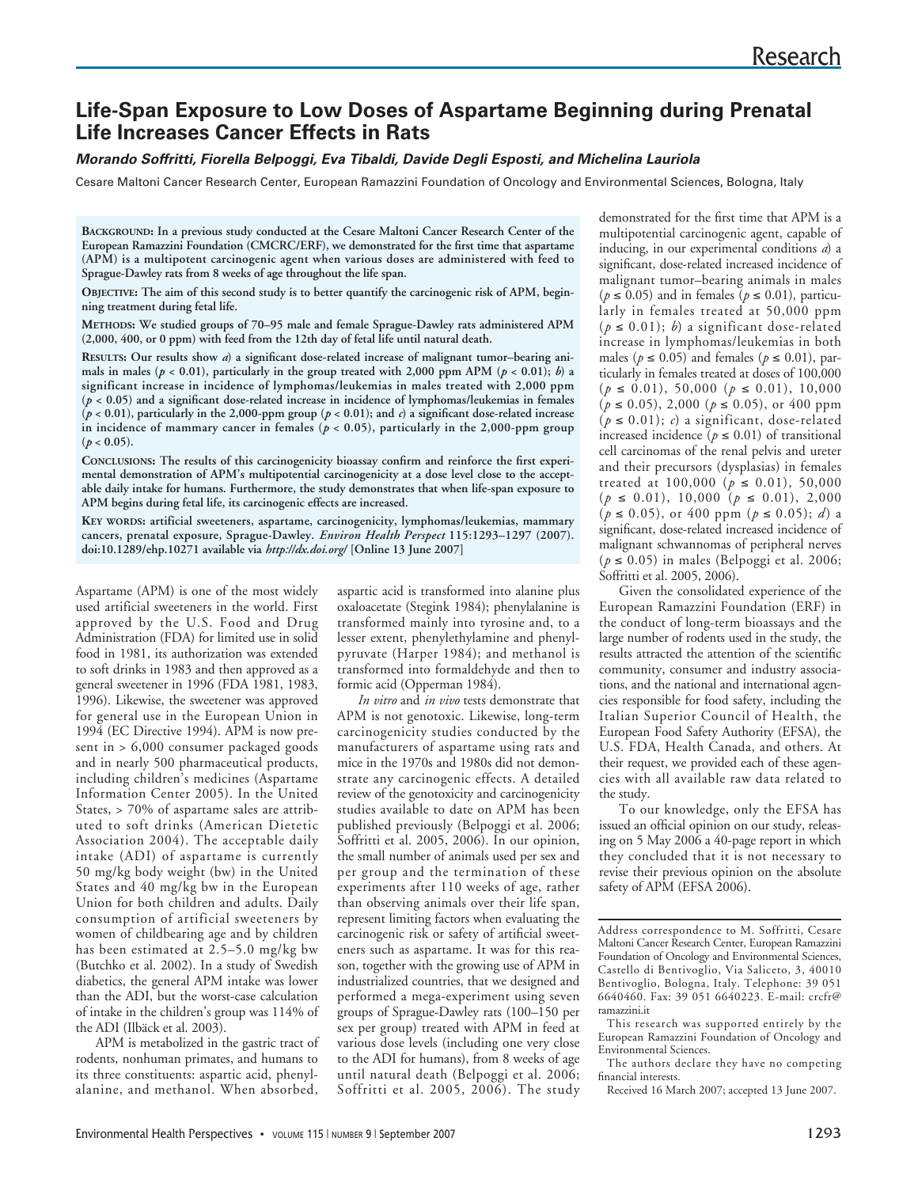# Life-Span Exposure to Low Doses of Aspartame Beginning during Prenatal Life Increases Cancer Effects in Rats

***Morando Soffritti, Fiorella Belpoggi, Eva Tibaldi, Davide Degli Esposti, and Michelina Lauriola***

Cesare Maltoni Cancer Research Center, European Ramazzini Foundation of Oncology and Environmental Sciences, Bologna, Italy

**Background: In a previous study conducted at the Cesare Maltoni Cancer Research Center of the European Ramazzini Foundation (CMCRC/ERF), we demonstrated for the first time that aspartame (APM) is a multipotent carcinogenic agent when various doses are administered with feed to Sprague-Dawley rats from 8 weeks of age throughout the life span.**

**Objective: The aim of this second study is to better quantify the carcinogenic risk of APM, beginning treatment during fetal life.**

**Methods: We studied groups of 70–95 male and female Sprague-Dawley rats administered APM (2,000, 400, or 0 ppm) with feed from the 12th day of fetal life until natural death.**

**Results: Our results show *a*) a significant dose-related increase of malignant tumor–bearing animals in males ($p < 0.01$), particularly in the group treated with 2,000 ppm APM ($p < 0.01$); *b*) a significant increase in incidence of lymphomas/leukemias in males treated with 2,000 ppm ($p < 0.05$) and a significant dose-related increase in incidence of lymphomas/leukemias in females ($p < 0.01$), particularly in the 2,000-ppm group ($p < 0.01$); and *c*) a significant dose-related increase in incidence of mammary cancer in females ($p < 0.05$), particularly in the 2,000-ppm group ($p < 0.05$).**

**Conclusions: The results of this carcinogenicity bioassay confirm and reinforce the first experimental demonstration of APM's multipotential carcinogenicity at a dose level close to the acceptable daily intake for humans. Furthermore, the study demonstrates that when life-span exposure to APM begins during fetal life, its carcinogenic effects are increased.**

**Key words: artificial sweeteners, aspartame, carcinogenicity, lymphomas/leukemias, mammary cancers, prenatal exposure, Sprague-Dawley. *Environ Health Perspect* 115:1293–1297 (2007). doi:10.1289/ehp.10271 available via *http://dx.doi.org/* [Online 13 June 2007]**

Aspartame (APM) is one of the most widely used artificial sweeteners in the world. First approved by the U.S. Food and Drug Administration (FDA) for limited use in solid food in 1981, its authorization was extended to soft drinks in 1983 and then approved as a general sweetener in 1996 (FDA 1981, 1983, 1996). Likewise, the sweetener was approved for general use in the European Union in 1994 (EC Directive 1994). APM is now present in > 6,000 consumer packaged goods and in nearly 500 pharmaceutical products, including children's medicines (Aspartame Information Center 2005). In the United States, > 70% of aspartame sales are attributed to soft drinks (American Dietetic Association 2004). The acceptable daily intake (ADI) of aspartame is currently 50 mg/kg body weight (bw) in the United States and 40 mg/kg bw in the European Union for both children and adults. Daily consumption of artificial sweeteners by women of childbearing age and by children has been estimated at 2.5–5.0 mg/kg bw (Butchko et al. 2002). In a study of Swedish diabetics, the general APM intake was lower than the ADI, but the worst-case calculation of intake in the children's group was 114% of the ADI (Ilbäck et al. 2003).

APM is metabolized in the gastric tract of rodents, nonhuman primates, and humans to its three constituents: aspartic acid, phenylalanine, and methanol. When absorbed, aspartic acid is transformed into alanine plus oxaloacetate (Stegink 1984); phenylalanine is transformed mainly into tyrosine and, to a lesser extent, phenylethylamine and phenylpyruvate (Harper 1984); and methanol is transformed into formaldehyde and then to formic acid (Opperman 1984).

*In vitro* and *in vivo* tests demonstrate that APM is not genotoxic. Likewise, long-term carcinogenicity studies conducted by the manufacturers of aspartame using rats and mice in the 1970s and 1980s did not demonstrate any carcinogenic effects. A detailed review of the genotoxicity and carcinogenicity studies available to date on APM has been published previously (Belpoggi et al. 2006; Soffritti et al. 2005, 2006). In our opinion, the small number of animals used per sex and per group and the termination of these experiments after 110 weeks of age, rather than observing animals over their life span, represent limiting factors when evaluating the carcinogenic risk or safety of artificial sweeteners such as aspartame. It was for this reason, together with the growing use of APM in industrialized countries, that we designed and performed a mega-experiment using seven groups of Sprague-Dawley rats (100–150 per sex per group) treated with APM in feed at various dose levels (including one very close to the ADI for humans), from 8 weeks of age until natural death (Belpoggi et al. 2006; Soffritti et al. 2005, 2006). The study demonstrated for the first time that APM is a multipotential carcinogenic agent, capable of inducing, in our experimental conditions *a*) a significant, dose-related increased incidence of malignant tumor–bearing animals in males ($p \leq 0.05$) and in females ($p \leq 0.01$), particularly in females treated at 50,000 ppm ($p \leq 0.01$); *b*) a significant dose-related increase in lymphomas/leukemias in both males ($p \leq 0.05$) and females ($p \leq 0.01$), particularly in females treated at doses of 100,000 ($p \leq 0.01$), 50,000 ($p \leq 0.01$), 10,000 ($p \leq 0.05$), 2,000 ($p \leq 0.05$), or 400 ppm ($p \leq 0.01$); *c*) a significant, dose-related increased incidence ($p \leq 0.01$) of transitional cell carcinomas of the renal pelvis and ureter and their precursors (dysplasias) in females treated at 100,000 ($p \leq 0.01$), 50,000 ($p \leq 0.01$), 10,000 ($p \leq 0.01$), 2,000 ($p \leq 0.05$), or 400 ppm ($p \leq 0.05$); *d*) a significant, dose-related increased incidence of malignant schwannomas of peripheral nerves ($p \leq 0.05$) in males (Belpoggi et al. 2006; Soffritti et al. 2005, 2006).

Given the consolidated experience of the European Ramazzini Foundation (ERF) in the conduct of long-term bioassays and the large number of rodents used in the study, the results attracted the attention of the scientific community, consumer and industry associations, and the national and international agencies responsible for food safety, including the Italian Superior Council of Health, the European Food Safety Authority (EFSA), the U.S. FDA, Health Canada, and others. At their request, we provided each of these agencies with all available raw data related to the study.

To our knowledge, only the EFSA has issued an official opinion on our study, releasing on 5 May 2006 a 40-page report in which they concluded that it is not necessary to revise their previous opinion on the absolute safety of APM (EFSA 2006).

Address correspondence to M. Soffritti, Cesare Maltoni Cancer Research Center, European Ramazzini Foundation of Oncology and Environmental Sciences, Castello di Bentivoglio, Via Saliceto, 3, 40010 Bentivoglio, Bologna, Italy. Telephone: 39 051 6640460. Fax: 39 051 6640223. E-mail: crcfr@ramazzini.it

This research was supported entirely by the European Ramazzini Foundation of Oncology and Environmental Sciences.

The authors declare they have no competing financial interests.

Received 16 March 2007; accepted 13 June 2007.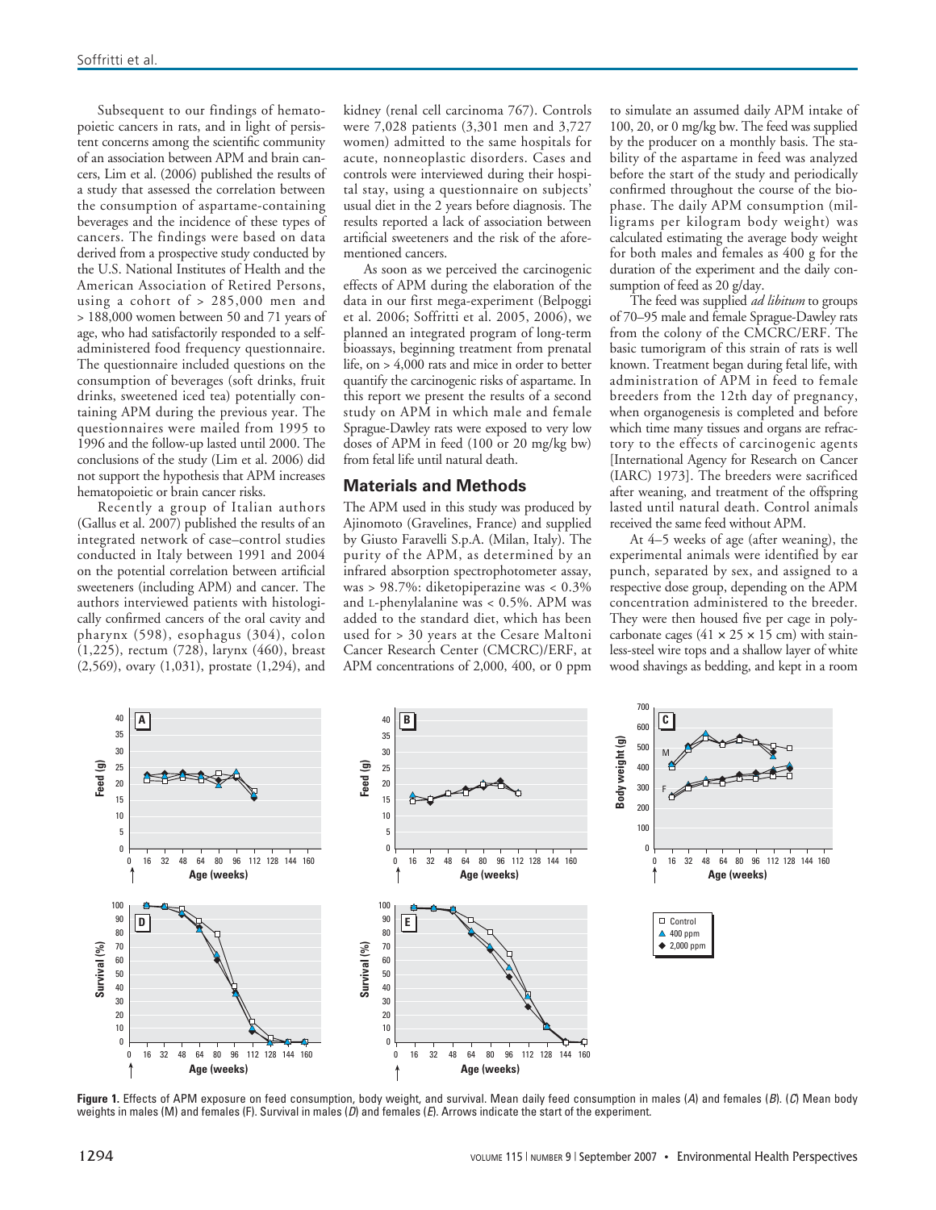Subsequent to our findings of hematopoietic cancers in rats, and in light of persistent concerns among the scientific community of an association between APM and brain cancers, Lim et al. (2006) published the results of a study that assessed the correlation between the consumption of aspartame-containing beverages and the incidence of these types of cancers. The findings were based on data derived from a prospective study conducted by the U.S. National Institutes of Health and the American Association of Retired Persons, using a cohort of > 285,000 men and > 188,000 women between 50 and 71 years of age, who had satisfactorily responded to a self-administered food frequency questionnaire. The questionnaire included questions on the consumption of beverages (soft drinks, fruit drinks, sweetened iced tea) potentially containing APM during the previous year. The questionnaires were mailed from 1995 to 1996 and the follow-up lasted until 2000. The conclusions of the study (Lim et al. 2006) did not support the hypothesis that APM increases hematopoietic or brain cancer risks.

Recently a group of Italian authors (Gallus et al. 2007) published the results of an integrated network of case–control studies conducted in Italy between 1991 and 2004 on the potential correlation between artificial sweeteners (including APM) and cancer. The authors interviewed patients with histologically confirmed cancers of the oral cavity and pharynx (598), esophagus (304), colon (1,225), rectum (728), larynx (460), breast (2,569), ovary (1,031), prostate (1,294), and kidney (renal cell carcinoma 767). Controls were 7,028 patients (3,301 men and 3,727 women) admitted to the same hospitals for acute, nonneoplastic disorders. Cases and controls were interviewed during their hospital stay, using a questionnaire on subjects' usual diet in the 2 years before diagnosis. The results reported a lack of association between artificial sweeteners and the risk of the aforementioned cancers.

As soon as we perceived the carcinogenic effects of APM during the elaboration of the data in our first mega-experiment (Belpoggi et al. 2006; Soffritti et al. 2005, 2006), we planned an integrated program of long-term bioassays, beginning treatment from prenatal life, on > 4,000 rats and mice in order to better quantify the carcinogenic risks of aspartame. In this report we present the results of a second study on APM in which male and female Sprague-Dawley rats were exposed to very low doses of APM in feed (100 or 20 mg/kg bw) from fetal life until natural death.

## Materials and Methods

The APM used in this study was produced by Ajinomoto (Gravelines, France) and supplied by Giusto Faravelli S.p.A. (Milan, Italy). The purity of the APM, as determined by an infrared absorption spectrophotometer assay, was > 98.7%: diketopiperazine was < 0.3% and L-phenylalanine was < 0.5%. APM was added to the standard diet, which has been used for > 30 years at the Cesare Maltoni Cancer Research Center (CMCRC)/ERF, at APM concentrations of 2,000, 400, or 0 ppm to simulate an assumed daily APM intake of 100, 20, or 0 mg/kg bw. The feed was supplied by the producer on a monthly basis. The stability of the aspartame in feed was analyzed before the start of the study and periodically confirmed throughout the course of the biophase. The daily APM consumption (milligrams per kilogram body weight) was calculated estimating the average body weight for both males and females as 400 g for the duration of the experiment and the daily consumption of feed as 20 g/day.

The feed was supplied *ad libitum* to groups of 70–95 male and female Sprague-Dawley rats from the colony of the CMCRC/ERF. The basic tumorigram of this strain of rats is well known. Treatment began during fetal life, with administration of APM in feed to female breeders from the 12th day of pregnancy, when organogenesis is completed and before which time many tissues and organs are refractory to the effects of carcinogenic agents [International Agency for Research on Cancer (IARC) 1973]. The breeders were sacrificed after weaning, and treatment of the offspring lasted until natural death. Control animals received the same feed without APM.

At 4–5 weeks of age (after weaning), the experimental animals were identified by ear punch, separated by sex, and assigned to a respective dose group, depending on the APM concentration administered to the breeder. They were then housed five per cage in polycarbonate cages (41 × 25 × 15 cm) with stainless-steel wire tops and a shallow layer of white wood shavings as bedding, and kept in a room

**Figure 1.** Effects of APM exposure on feed consumption, body weight, and survival. Mean daily feed consumption in males (*A*) and females (*B*). (*C*) Mean body weights in males (M) and females (F). Survival in males (*D*) and females (*E*). Arrows indicate the start of the experiment.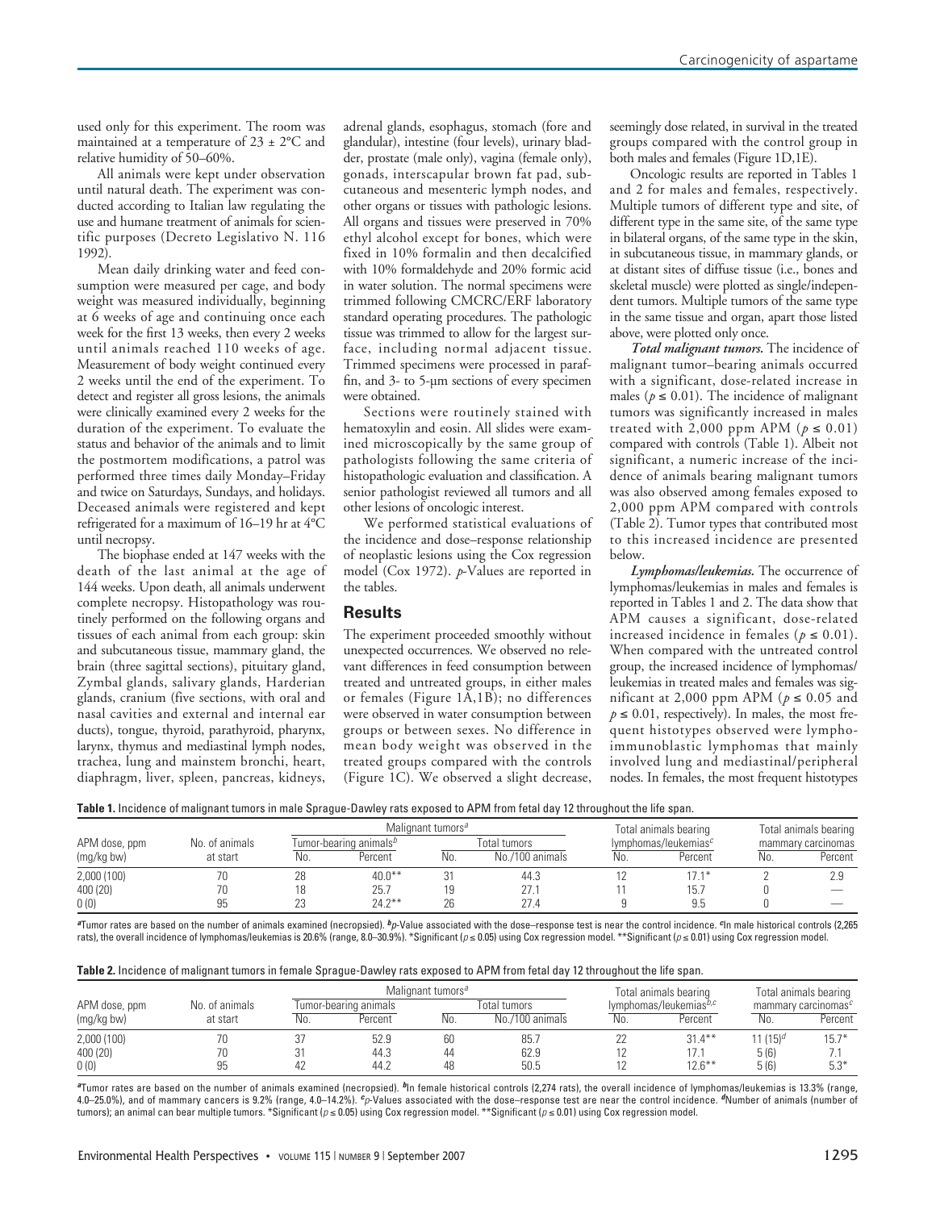used only for this experiment. The room was maintained at a temperature of 23 ± 2°C and relative humidity of 50–60%.

All animals were kept under observation until natural death. The experiment was conducted according to Italian law regulating the use and humane treatment of animals for scientific purposes (Decreto Legislativo N. 116 1992).

Mean daily drinking water and feed consumption were measured per cage, and body weight was measured individually, beginning at 6 weeks of age and continuing once each week for the first 13 weeks, then every 2 weeks until animals reached 110 weeks of age. Measurement of body weight continued every 2 weeks until the end of the experiment. To detect and register all gross lesions, the animals were clinically examined every 2 weeks for the duration of the experiment. To evaluate the status and behavior of the animals and to limit the postmortem modifications, a patrol was performed three times daily Monday–Friday and twice on Saturdays, Sundays, and holidays. Deceased animals were registered and kept refrigerated for a maximum of 16–19 hr at 4°C until necropsy.

The biophase ended at 147 weeks with the death of the last animal at the age of 144 weeks. Upon death, all animals underwent complete necropsy. Histopathology was routinely performed on the following organs and tissues of each animal from each group: skin and subcutaneous tissue, mammary gland, the brain (three sagittal sections), pituitary gland, Zymbal glands, salivary glands, Harderian glands, cranium (five sections, with oral and nasal cavities and external and internal ear ducts), tongue, thyroid, parathyroid, pharynx, larynx, thymus and mediastinal lymph nodes, trachea, lung and mainstem bronchi, heart, diaphragm, liver, spleen, pancreas, kidneys, adrenal glands, esophagus, stomach (fore and glandular), intestine (four levels), urinary bladder, prostate (male only), vagina (female only), gonads, interscapular brown fat pad, subcutaneous and mesenteric lymph nodes, and other organs or tissues with pathologic lesions. All organs and tissues were preserved in 70% ethyl alcohol except for bones, which were fixed in 10% formalin and then decalcified with 10% formaldehyde and 20% formic acid in water solution. The normal specimens were trimmed following CMCRC/ERF laboratory standard operating procedures. The pathologic tissue was trimmed to allow for the largest surface, including normal adjacent tissue. Trimmed specimens were processed in paraffin, and 3- to 5-μm sections of every specimen were obtained.

Sections were routinely stained with hematoxylin and eosin. All slides were examined microscopically by the same group of pathologists following the same criteria of histopathologic evaluation and classification. A senior pathologist reviewed all tumors and all other lesions of oncologic interest.

We performed statistical evaluations of the incidence and dose–response relationship of neoplastic lesions using the Cox regression model (Cox 1972). *p*-Values are reported in the tables.

## Results

The experiment proceeded smoothly without unexpected occurrences. We observed no relevant differences in feed consumption between treated and untreated groups, in either males or females (Figure 1A,1B); no differences were observed in water consumption between groups or between sexes. No difference in mean body weight was observed in the treated groups compared with the controls (Figure 1C). We observed a slight decrease, seemingly dose related, in survival in the treated groups compared with the control group in both males and females (Figure 1D,1E).

Oncologic results are reported in Tables 1 and 2 for males and females, respectively. Multiple tumors of different type and site, of different type in the same site, of the same type in bilateral organs, of the same type in the skin, in subcutaneous tissue, in mammary glands, or at distant sites of diffuse tissue (i.e., bones and skeletal muscle) were plotted as single/independent tumors. Multiple tumors of the same type in the same tissue and organ, apart those listed above, were plotted only once.

***Total malignant tumors.*** The incidence of malignant tumor–bearing animals occurred with a significant, dose-related increase in males ($p \leq 0.01$). The incidence of malignant tumors was significantly increased in males treated with 2,000 ppm APM ($p \leq 0.01$) compared with controls (Table 1). Albeit not significant, a numeric increase of the incidence of animals bearing malignant tumors was also observed among females exposed to 2,000 ppm APM compared with controls (Table 2). Tumor types that contributed most to this increased incidence are presented below.

***Lymphomas/leukemias.*** The occurrence of lymphomas/leukemias in males and females is reported in Tables 1 and 2. The data show that APM causes a significant, dose-related increased incidence in females ($p \leq 0.01$). When compared with the untreated control group, the increased incidence of lymphomas/leukemias in treated males and females was significant at 2,000 ppm APM ($p \leq 0.05$ and $p \leq 0.01$, respectively). In males, the most frequent histotypes observed were lymphoimmunoblastic lymphomas that mainly involved lung and mediastinal/peripheral nodes. In females, the most frequent histotypes

**Table 1.** Incidence of malignant tumors in male Sprague-Dawley rats exposed to APM from fetal day 12 throughout the life span.

| APM dose, ppm (mg/kg bw) | No. of animals at start | Malignant tumors[a] Tumor-bearing animals[b] | | Total tumors | | Total animals bearing lymphomas/leukemias[c] | | Total animals bearing mammary carcinomas | |
|---|---|---|---|---|---|---|---|---|---|
| | | No. | Percent | No. | No./100 animals | No. | Percent | No. | Percent |
| 2,000 (100) | 70 | 28 | 40.0** | 31 | 44.3 | 12 | 17.1* | 2 | 2.9 |
| 400 (20) | 70 | 18 | 25.7 | 19 | 27.1 | 11 | 15.7 | 0 | — |
| 0 (0) | 95 | 23 | 24.2** | 26 | 27.4 | 9 | 9.5 | 0 | — |

[a]Tumor rates are based on the number of animals examined (necropsied). [b]*p*-Value associated with the dose–response test is near the control incidence. [c]In male historical controls (2,265 rats), the overall incidence of lymphomas/leukemias is 20.6% (range, 8.0–30.9%). *Significant ($p \leq 0.05$) using Cox regression model. **Significant ($p \leq 0.01$) using Cox regression model.

**Table 2.** Incidence of malignant tumors in female Sprague-Dawley rats exposed to APM from fetal day 12 throughout the life span.

| APM dose, ppm (mg/kg bw) | No. of animals at start | Malignant tumors[a] Tumor-bearing animals | | Total tumors | | Total animals bearing lymphomas/leukemias[b,c] | | Total animals bearing mammary carcinomas[c] | |
|---|---|---|---|---|---|---|---|---|---|
| | | No. | Percent | No. | No./100 animals | No. | Percent | No. | Percent |
| 2,000 (100) | 70 | 37 | 52.9 | 60 | 85.7 | 22 | 31.4** | 11 (15)[d] | 15.7* |
| 400 (20) | 70 | 31 | 44.3 | 44 | 62.9 | 12 | 17.1 | 5 (6) | 7.1 |
| 0 (0) | 95 | 42 | 44.2 | 48 | 50.5 | 12 | 12.6** | 5 (6) | 5.3* |

[a]Tumor rates are based on the number of animals examined (necropsied). [b]In female historical controls (2,274 rats), the overall incidence of lymphomas/leukemias is 13.3% (range, 4.0–25.0%), and of mammary cancers is 9.2% (range, 4.0–14.2%). [c]*p*-Values associated with the dose–response test are near the control incidence. [d]Number of animals (number of tumors); an animal can bear multiple tumors. *Significant ($p \leq 0.05$) using Cox regression model. **Significant ($p \leq 0.01$) using Cox regression model.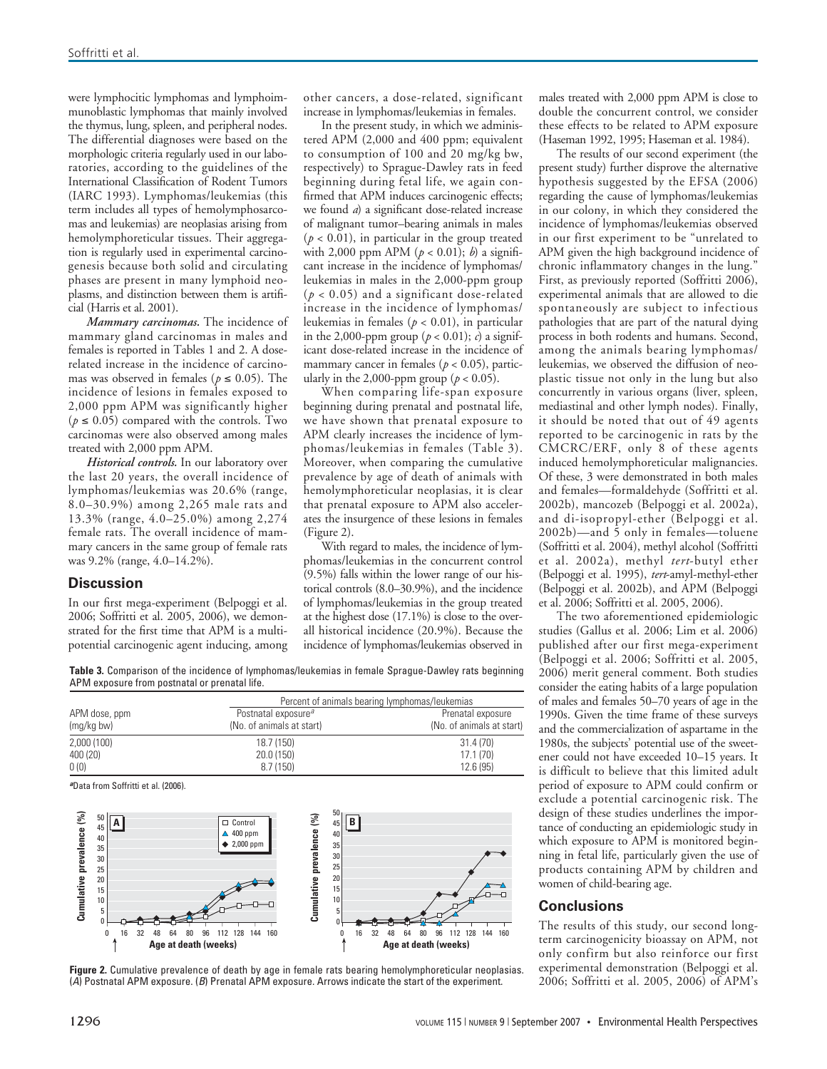were lymphocitic lymphomas and lymphoimmunoblastic lymphomas that mainly involved the thymus, lung, spleen, and peripheral nodes. The differential diagnoses were based on the morphologic criteria regularly used in our laboratories, according to the guidelines of the International Classification of Rodent Tumors (IARC 1993). Lymphomas/leukemias (this term includes all types of hemolymphosarcomas and leukemias) are neoplasias arising from hemolymphoreticular tissues. Their aggregation is regularly used in experimental carcinogenesis because both solid and circulating phases are present in many lymphoid neoplasms, and distinction between them is artificial (Harris et al. 2001).

***Mammary carcinomas.*** The incidence of mammary gland carcinomas in males and females is reported in Tables 1 and 2. A dose-related increase in the incidence of carcinomas was observed in females ($p \le 0.05$). The incidence of lesions in females exposed to 2,000 ppm APM was significantly higher ($p \le 0.05$) compared with the controls. Two carcinomas were also observed among males treated with 2,000 ppm APM.

***Historical controls.*** In our laboratory over the last 20 years, the overall incidence of lymphomas/leukemias was 20.6% (range, 8.0–30.9%) among 2,265 male rats and 13.3% (range, 4.0–25.0%) among 2,274 female rats. The overall incidence of mammary cancers in the same group of female rats was 9.2% (range, 4.0–14.2%).

## Discussion

In our first mega-experiment (Belpoggi et al. 2006; Soffritti et al. 2005, 2006), we demonstrated for the first time that APM is a multipotential carcinogenic agent inducing, among other cancers, a dose-related, significant increase in lymphomas/leukemias in females.

In the present study, in which we administered APM (2,000 and 400 ppm; equivalent to consumption of 100 and 20 mg/kg bw, respectively) to Sprague-Dawley rats in feed beginning during fetal life, we again confirmed that APM induces carcinogenic effects; we found *a*) a significant dose-related increase of malignant tumor–bearing animals in males ($p < 0.01$), in particular in the group treated with 2,000 ppm APM ($p < 0.01$); *b*) a significant increase in the incidence of lymphomas/leukemias in males in the 2,000-ppm group ($p < 0.05$) and a significant dose-related increase in the incidence of lymphomas/leukemias in females ($p < 0.01$), in particular in the 2,000-ppm group ($p < 0.01$); *c*) a significant dose-related increase in the incidence of mammary cancer in females ($p < 0.05$), particularly in the 2,000-ppm group ($p < 0.05$).

When comparing life-span exposure beginning during prenatal and postnatal life, we have shown that prenatal exposure to APM clearly increases the incidence of lymphomas/leukemias in females (Table 3). Moreover, when comparing the cumulative prevalence by age of death of animals with hemolymphoreticular neoplasias, it is clear that prenatal exposure to APM also accelerates the insurgence of these lesions in females (Figure 2).

With regard to males, the incidence of lymphomas/leukemias in the concurrent control (9.5%) falls within the lower range of our historical controls (8.0–30.9%), and the incidence of lymphomas/leukemias in the group treated at the highest dose (17.1%) is close to the overall historical incidence (20.9%). Because the incidence of lymphomas/leukemias observed in males treated with 2,000 ppm APM is close to double the concurrent control, we consider these effects to be related to APM exposure (Haseman 1992, 1995; Haseman et al. 1984).

The results of our second experiment (the present study) further disprove the alternative hypothesis suggested by the EFSA (2006) regarding the cause of lymphomas/leukemias in our colony, in which they considered the incidence of lymphomas/leukemias observed in our first experiment to be "unrelated to APM given the high background incidence of chronic inflammatory changes in the lung." First, as previously reported (Soffritti 2006), experimental animals that are allowed to die spontaneously are subject to infectious pathologies that are part of the natural dying process in both rodents and humans. Second, among the animals bearing lymphomas/leukemias, we observed the diffusion of neoplastic tissue not only in the lung but also concurrently in various organs (liver, spleen, mediastinal and other lymph nodes). Finally, it should be noted that out of 49 agents reported to be carcinogenic in rats by the CMCRC/ERF, only 8 of these agents induced hemolymphoreticular malignancies. Of these, 3 were demonstrated in both males and females—formaldehyde (Soffritti et al. 2002b), mancozeb (Belpoggi et al. 2002a), and di-isopropyl-ether (Belpoggi et al. 2002b)—and 5 only in females—toluene (Soffritti et al. 2004), methyl alcohol (Soffritti et al. 2002a), methyl *tert*-butyl ether (Belpoggi et al. 1995), *tert*-amyl-methyl-ether (Belpoggi et al. 2002b), and APM (Belpoggi et al. 2006; Soffritti et al. 2005, 2006).

The two aforementioned epidemiologic studies (Gallus et al. 2006; Lim et al. 2006) published after our first mega-experiment (Belpoggi et al. 2006; Soffritti et al. 2005, 2006) merit general comment. Both studies consider the eating habits of a large population of males and females 50–70 years of age in the 1990s. Given the time frame of these surveys and the commercialization of aspartame in the 1980s, the subjects' potential use of the sweetener could not have exceeded 10–15 years. It is difficult to believe that this limited adult period of exposure to APM could confirm or exclude a potential carcinogenic risk. The design of these studies underlines the importance of conducting an epidemiologic study in which exposure to APM is monitored beginning in fetal life, particularly given the use of products containing APM by children and women of child-bearing age.

**Table 3.** Comparison of the incidence of lymphomas/leukemias in female Sprague-Dawley rats beginning APM exposure from postnatal or prenatal life.

| APM dose, ppm (mg/kg bw) | Percent of animals bearing lymphomas/leukemias | |
|---|---|---|
| | Postnatal exposure[a] (No. of animals at start) | Prenatal exposure (No. of animals at start) |
| 2,000 (100) | 18.7 (150) | 31.4 (70) |
| 400 (20) | 20.0 (150) | 17.1 (70) |
| 0 (0) | 8.7 (150) | 12.6 (95) |

[a]Data from Soffritti et al. (2006).

**Figure 2.** Cumulative prevalence of death by age in female rats bearing hemolymphoreticular neoplasias. (*A*) Postnatal APM exposure. (*B*) Prenatal APM exposure. Arrows indicate the start of the experiment.

## Conclusions

The results of this study, our second long-term carcinogenicity bioassay on APM, not only confirm but also reinforce our first experimental demonstration (Belpoggi et al. 2006; Soffritti et al. 2005, 2006) of APM's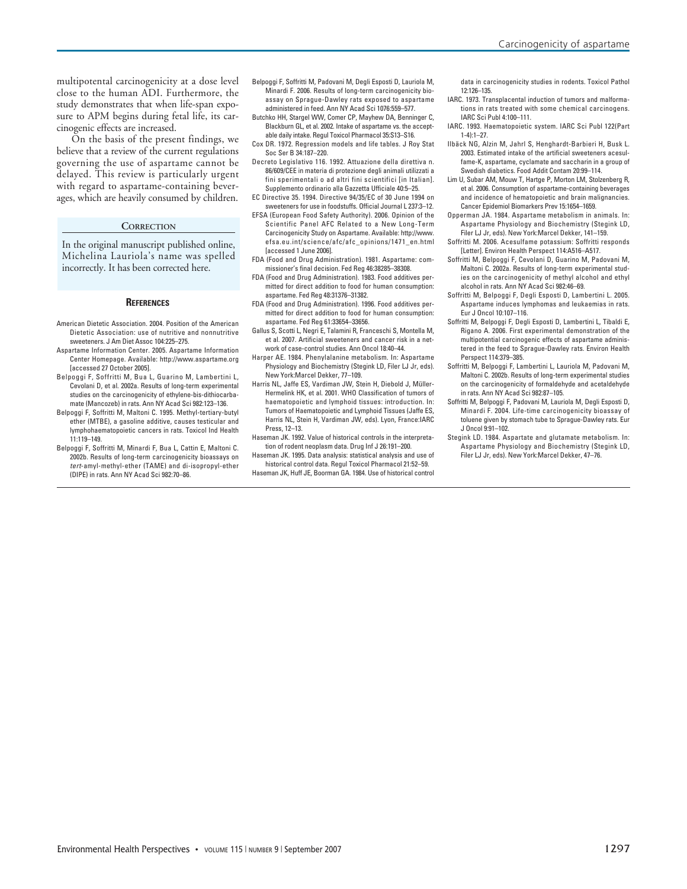multipotential carcinogenicity at a dose level close to the human ADI. Furthermore, the study demonstrates that when life-span exposure to APM begins during fetal life, its carcinogenic effects are increased.

On the basis of the present findings, we believe that a review of the current regulations governing the use of aspartame cannot be delayed. This review is particularly urgent with regard to aspartame-containing beverages, which are heavily consumed by children.

### Correction

In the original manuscript published online, Michelina Lauriola's name was spelled incorrectly. It has been corrected here.

## References

American Dietetic Association. 2004. Position of the American Dietetic Association: use of nutritive and nonnutritive sweeteners. J Am Diet Assoc 104:225–275.

Aspartame Information Center. 2005. Aspartame Information Center Homepage. Available: http://www.aspartame.org [accessed 27 October 2005].

Belpoggi F, Soffritti M, Bua L, Guarino M, Lambertini L, Cevolani D, et al. 2002a. Results of long-term experimental studies on the carcinogenicity of ethylene-bis-dithiocarbamate (Mancozeb) in rats. Ann NY Acad Sci 982:123–136.

Belpoggi F, Soffritti M, Maltoni C. 1995. Methyl-tertiary-butyl ether (MTBE), a gasoline additive, causes testicular and lymphohaematopoietic cancers in rats. Toxicol Ind Health 11:119–149.

Belpoggi F, Soffritti M, Minardi F, Bua L, Cattin E, Maltoni C. 2002b. Results of long-term carcinogenicity bioassays on *tert*-amyl-methyl-ether (TAME) and di-isopropyl-ether (DIPE) in rats. Ann NY Acad Sci 982:70–86.

Belpoggi F, Soffritti M, Padovani M, Degli Esposti D, Lauriola M, Minardi F. 2006. Results of long-term carcinogenicity bioassay on Sprague-Dawley rats exposed to aspartame administered in feed. Ann NY Acad Sci 1076:559–577.

Butchko HH, Stargel WW, Comer CP, Mayhew DA, Benninger C, Blackburn GL, et al. 2002. Intake of aspartame vs. the acceptable daily intake. Regul Toxicol Pharmacol 35:S13–S16.

Cox DR. 1972. Regression models and life tables. J Roy Stat Soc Ser B 34:187–220.

Decreto Legislativo 116. 1992. Attuazione della direttiva n. 86/609/CEE in materia di protezione degli animali utilizzati a fini sperimentali o ad altri fini scientifici [in Italian]. Supplemento ordinario alla Gazzetta Ufficiale 40:5–25.

EC Directive 35. 1994. Directive 94/35/EC of 30 June 1994 on sweeteners for use in foodstuffs. Official Journal L 237:3–12.

EFSA (European Food Safety Authority). 2006. Opinion of the Scientific Panel AFC Related to a New Long-Term Carcinogenicity Study on Aspartame. Available: http://www.efsa.eu.int/science/afc/afc_opinions/1471_en.html [accessed 1 June 2006].

FDA (Food and Drug Administration). 1981. Aspartame: commissioner's final decision. Fed Reg 46:38285–38308.

FDA (Food and Drug Administration). 1983. Food additives permitted for direct addition to food for human consumption: aspartame. Fed Reg 48:31376–31382.

FDA (Food and Drug Administration). 1996. Food additives permitted for direct addition to food for human consumption: aspartame. Fed Reg 61:33654–33656.

Gallus S, Scotti L, Negri E, Talamini R, Franceschi S, Montella M, et al. 2007. Artificial sweeteners and cancer risk in a network of case-control studies. Ann Oncol 18:40–44.

Harper AE. 1984. Phenylalanine metabolism. In: Aspartame Physiology and Biochemistry (Stegink LD, Filer LJ Jr, eds). New York:Marcel Dekker, 77–109.

Harris NL, Jaffe ES, Vardiman JW, Stein H, Diebold J, Müller-Hermelink HK, et al. 2001. WHO Classification of tumors of haematopoietic and lymphoid tissues: introduction. In: Tumors of Haematopoietic and Lymphoid Tissues (Jaffe ES, Harris NL, Stein H, Vardiman JW, eds). Lyon, France:IARC Press, 12–13.

Haseman JK. 1992. Value of historical controls in the interpretation of rodent neoplasm data. Drug Inf J 26:191–200.

Haseman JK. 1995. Data analysis: statistical analysis and use of historical control data. Regul Toxicol Pharmacol 21:52–59.

Haseman JK, Huff JE, Boorman GA. 1984. Use of historical control data in carcinogenicity studies in rodents. Toxicol Pathol 12:126–135.

IARC. 1973. Transplacental induction of tumors and malformations in rats treated with some chemical carcinogens. IARC Sci Publ 4:100–111.

IARC. 1993. Haematopoietic system. IARC Sci Publ 122(Part 1-4):1–27.

Ilbäck NG, Alzin M, Jahrl S, Henghardt-Barbieri H, Busk L. 2003. Estimated intake of the artificial sweeteners acesulfame-K, aspartame, cyclamate and saccharin in a group of Swedish diabetics. Food Addit Contam 20:99–114.

Lim U, Subar AM, Mouw T, Hartge P, Morton LM, Stolzenberg R, et al. 2006. Consumption of aspartame-containing beverages and incidence of hematopoietic and brain malignancies. Cancer Epidemiol Biomarkers Prev 15:1654–1659.

Opperman JA. 1984. Aspartame metabolism in animals. In: Aspartame Physiology and Biochemistry (Stegink LD, Filer LJ Jr, eds). New York:Marcel Dekker, 141–159.

Soffritti M. 2006. Acesulfame potassium: Soffritti responds [Letter]. Environ Health Perspect 114:A516–A517.

Soffritti M, Belpoggi F, Cevolani D, Guarino M, Padovani M, Maltoni C. 2002a. Results of long-term experimental studies on the carcinogenicity of methyl alcohol and ethyl alcohol in rats. Ann NY Acad Sci 982:46–69.

Soffritti M, Belpoggi F, Degli Esposti D, Lambertini L. 2005. Aspartame induces lymphomas and leukaemias in rats. Eur J Oncol 10:107–116.

Soffritti M, Belpoggi F, Degli Esposti D, Lambertini L, Tibaldi E, Rigano A. 2006. First experimental demonstration of the multipotential carcinogenic effects of aspartame administered in the feed to Sprague-Dawley rats. Environ Health Perspect 114:379–385.

Soffritti M, Belpoggi F, Lambertini L, Lauriola M, Padovani M, Maltoni C. 2002b. Results of long-term experimental studies on the carcinogenicity of formaldehyde and acetaldehyde in rats. Ann NY Acad Sci 982:87–105.

Soffritti M, Belpoggi F, Padovani M, Lauriola M, Degli Esposti D, Minardi F. 2004. Life-time carcinogenicity bioassay of toluene given by stomach tube to Sprague-Dawley rats. Eur J Oncol 9:91–102.

Stegink LD. 1984. Aspartate and glutamate metabolism. In: Aspartame Physiology and Biochemistry (Stegink LD, Filer LJ Jr, eds). New York:Marcel Dekker, 47–76.